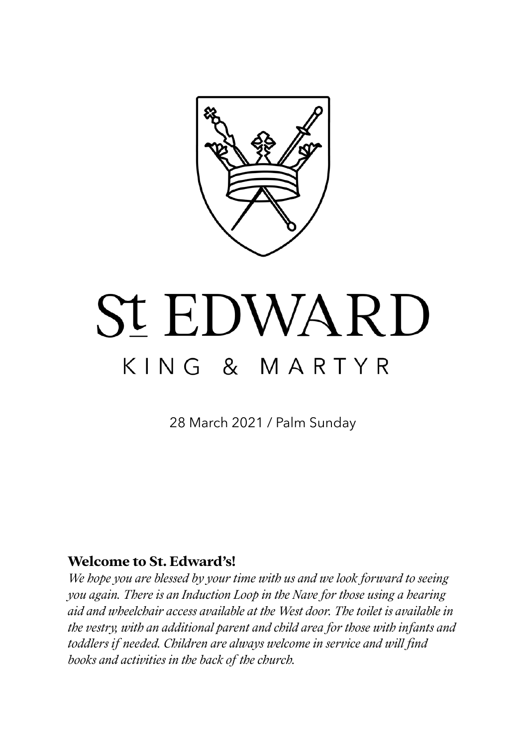# St EDWARD

## KING & MARTYR

28 March 2021 / Palm Sunday

**Welcome to St. Edward's!**

*We hope you are blessed by your time with us and we look forward to seeing you again. There is an Induction Loop in the Nave for those using a hearing aid and wheelchair access available at the West door. The toilet is available in the vestry, with an additional parent and child area for those with infants and toddlers if needed. Children are always welcome in service and will find books and activities in the back of the church.*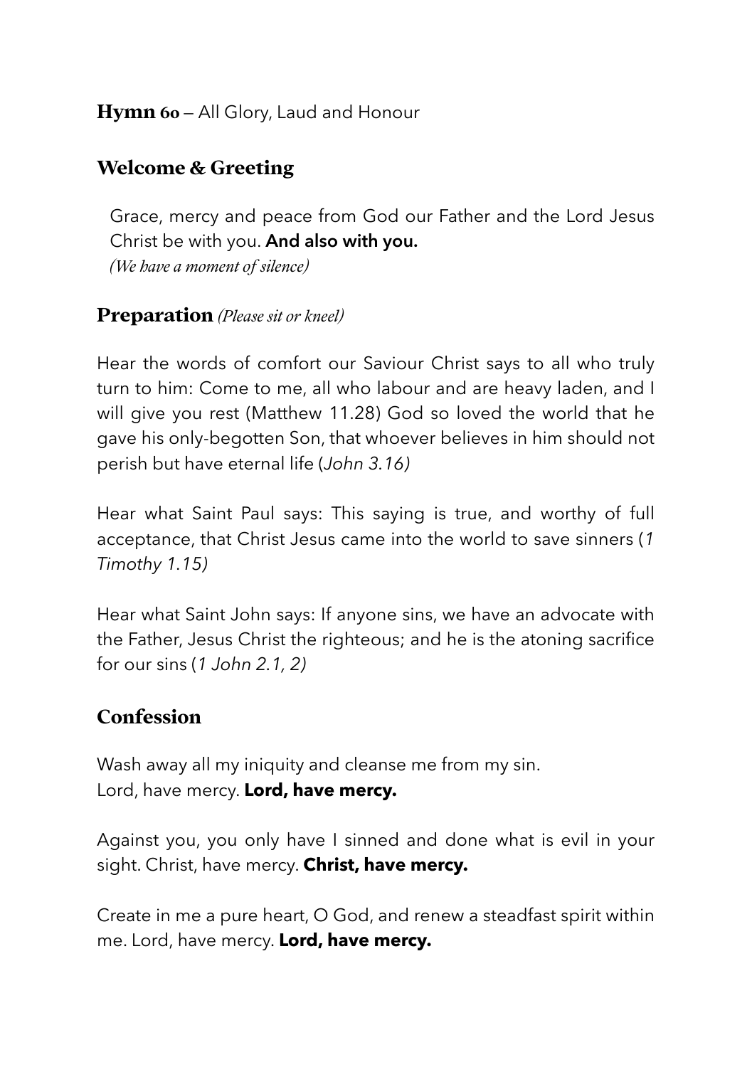**Hymn 60** – All Glory, Laud and Honour

## Welcome & Greeting

Grace, mercy and peace from God our Father and the Lord Jesus Christ be with you. **And also with you.**
*(We have a moment of silence)*

## Preparation *(Please sit or kneel)*

Hear the words of comfort our Saviour Christ says to all who truly turn to him: Come to me, all who labour and are heavy laden, and I will give you rest (Matthew 11.28) God so loved the world that he gave his only-begotten Son, that whoever believes in him should not perish but have eternal life (*John 3.16)*

Hear what Saint Paul says: This saying is true, and worthy of full acceptance, that Christ Jesus came into the world to save sinners (*1 Timothy 1.15)*

Hear what Saint John says: If anyone sins, we have an advocate with the Father, Jesus Christ the righteous; and he is the atoning sacrifice for our sins (*1 John 2.1, 2)*

## Confession

Wash away all my iniquity and cleanse me from my sin.
Lord, have mercy. **Lord, have mercy.**

Against you, you only have I sinned and done what is evil in your sight. Christ, have mercy. **Christ, have mercy.**

Create in me a pure heart, O God, and renew a steadfast spirit within me. Lord, have mercy. **Lord, have mercy.**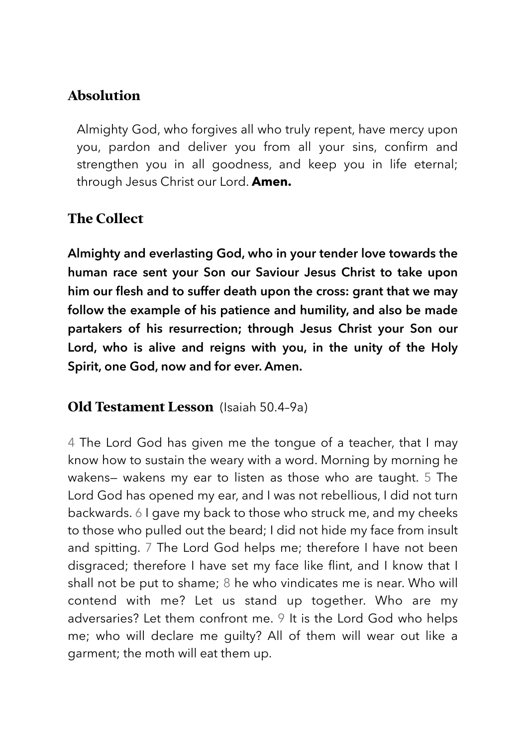## Absolution

Almighty God, who forgives all who truly repent, have mercy upon you, pardon and deliver you from all your sins, confirm and strengthen you in all goodness, and keep you in life eternal; through Jesus Christ our Lord. **Amen.**

## The Collect

**Almighty and everlasting God, who in your tender love towards the human race sent your Son our Saviour Jesus Christ to take upon him our flesh and to suffer death upon the cross: grant that we may follow the example of his patience and humility, and also be made partakers of his resurrection; through Jesus Christ your Son our Lord, who is alive and reigns with you, in the unity of the Holy Spirit, one God, now and for ever. Amen.**

## Old Testament Lesson (Isaiah 50.4–9a)

4 The Lord God has given me the tongue of a teacher, that I may know how to sustain the weary with a word. Morning by morning he wakens— wakens my ear to listen as those who are taught. 5 The Lord God has opened my ear, and I was not rebellious, I did not turn backwards. 6 I gave my back to those who struck me, and my cheeks to those who pulled out the beard; I did not hide my face from insult and spitting. 7 The Lord God helps me; therefore I have not been disgraced; therefore I have set my face like flint, and I know that I shall not be put to shame; 8 he who vindicates me is near. Who will contend with me? Let us stand up together. Who are my adversaries? Let them confront me. 9 It is the Lord God who helps me; who will declare me guilty? All of them will wear out like a garment; the moth will eat them up.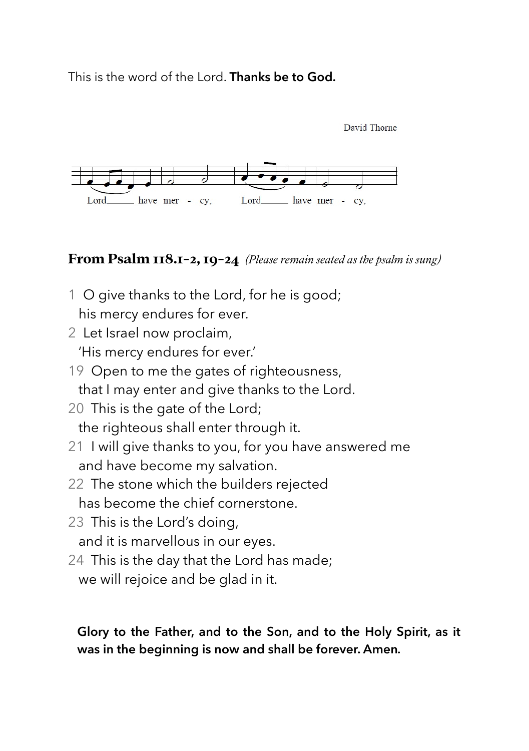This is the word of the Lord. **Thanks be to God.**

David Thorne

Lord\_\_\_\_\_ have mer - cy, Lord\_\_\_\_\_ have mer - cy,

## From Psalm 118.1-2, 19-24 *(Please remain seated as the psalm is sung)*

1 O give thanks to the Lord, for he is good;
his mercy endures for ever.
2 Let Israel now proclaim,
'His mercy endures for ever.'
19 Open to me the gates of righteousness,
that I may enter and give thanks to the Lord.
20 This is the gate of the Lord;
the righteous shall enter through it.
21 I will give thanks to you, for you have answered me
and have become my salvation.
22 The stone which the builders rejected
has become the chief cornerstone.
23 This is the Lord's doing,
and it is marvellous in our eyes.
24 This is the day that the Lord has made;
we will rejoice and be glad in it.

**Glory to the Father, and to the Son, and to the Holy Spirit, as it was in the beginning is now and shall be forever. Amen.**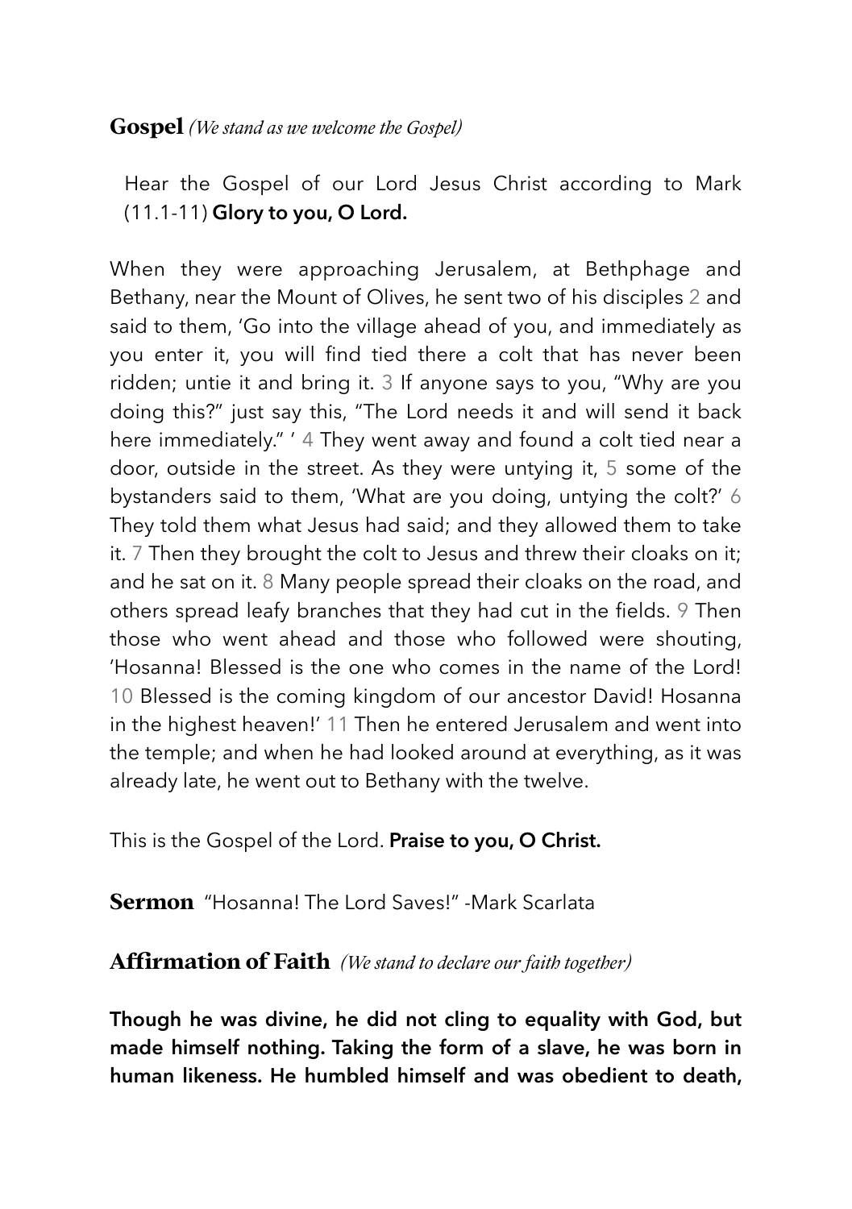## **Gospel** *(We stand as we welcome the Gospel)*

Hear the Gospel of our Lord Jesus Christ according to Mark (11.1-11) **Glory to you, O Lord.**

When they were approaching Jerusalem, at Bethphage and Bethany, near the Mount of Olives, he sent two of his disciples 2 and said to them, 'Go into the village ahead of you, and immediately as you enter it, you will find tied there a colt that has never been ridden; untie it and bring it. 3 If anyone says to you, "Why are you doing this?" just say this, "The Lord needs it and will send it back here immediately." ' 4 They went away and found a colt tied near a door, outside in the street. As they were untying it, 5 some of the bystanders said to them, 'What are you doing, untying the colt?' 6 They told them what Jesus had said; and they allowed them to take it. 7 Then they brought the colt to Jesus and threw their cloaks on it; and he sat on it. 8 Many people spread their cloaks on the road, and others spread leafy branches that they had cut in the fields. 9 Then those who went ahead and those who followed were shouting, 'Hosanna! Blessed is the one who comes in the name of the Lord! 10 Blessed is the coming kingdom of our ancestor David! Hosanna in the highest heaven!' 11 Then he entered Jerusalem and went into the temple; and when he had looked around at everything, as it was already late, he went out to Bethany with the twelve.

This is the Gospel of the Lord. **Praise to you, O Christ.**

## **Sermon** "Hosanna! The Lord Saves!" -Mark Scarlata

## **Affirmation of Faith** *(We stand to declare our faith together)*

**Though he was divine, he did not cling to equality with God, but made himself nothing. Taking the form of a slave, he was born in human likeness. He humbled himself and was obedient to death,**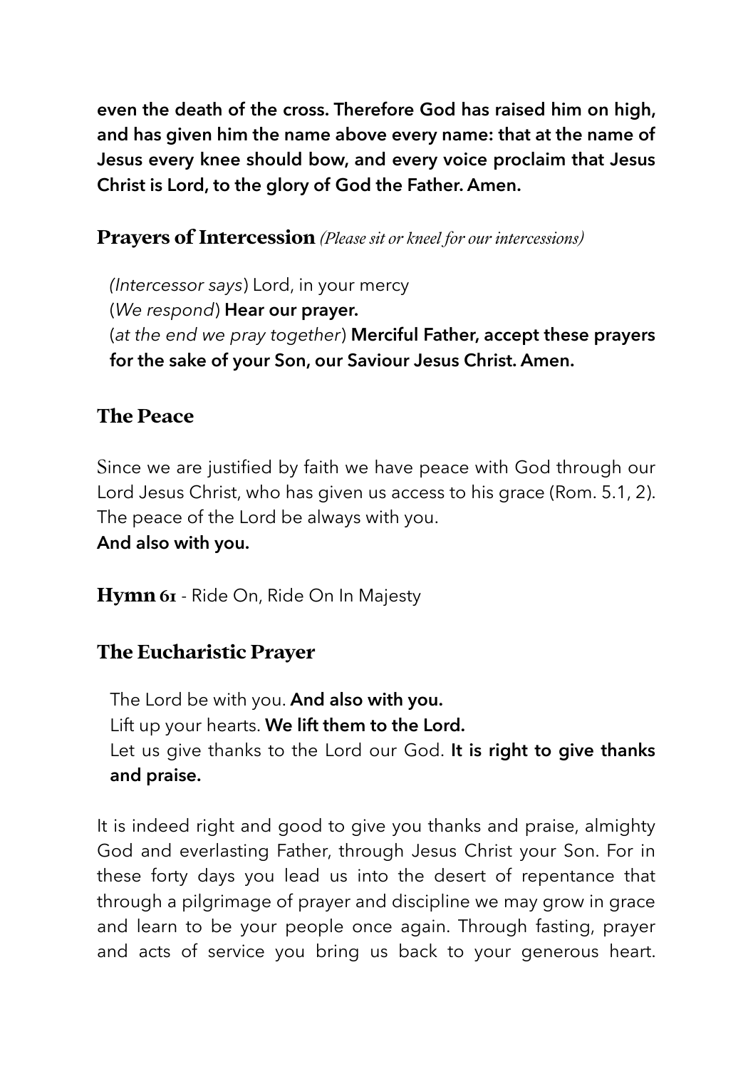**even the death of the cross. Therefore God has raised him on high, and has given him the name above every name: that at the name of Jesus every knee should bow, and every voice proclaim that Jesus Christ is Lord, to the glory of God the Father. Amen.**

## Prayers of Intercession *(Please sit or kneel for our intercessions)*

*(Intercessor says*) Lord, in your mercy  
(*We respond*) **Hear our prayer.**  
(*at the end we pray together*) **Merciful Father, accept these prayers for the sake of your Son, our Saviour Jesus Christ. Amen.**

## The Peace

Since we are justified by faith we have peace with God through our Lord Jesus Christ, who has given us access to his grace (Rom. 5.1, 2). The peace of the Lord be always with you.  
**And also with you.**

**Hymn 61** - Ride On, Ride On In Majesty

## The Eucharistic Prayer

The Lord be with you. **And also with you.**  
Lift up your hearts. **We lift them to the Lord.**  
Let us give thanks to the Lord our God. **It is right to give thanks and praise.**

It is indeed right and good to give you thanks and praise, almighty God and everlasting Father, through Jesus Christ your Son. For in these forty days you lead us into the desert of repentance that through a pilgrimage of prayer and discipline we may grow in grace and learn to be your people once again. Through fasting, prayer and acts of service you bring us back to your generous heart.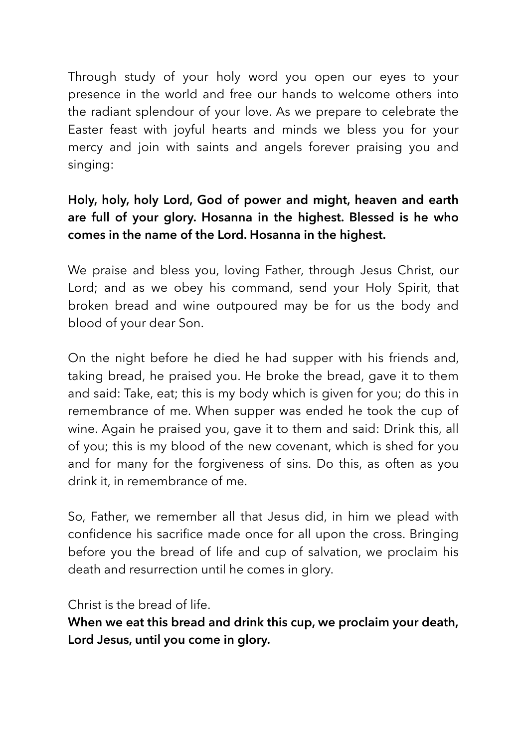Through study of your holy word you open our eyes to your presence in the world and free our hands to welcome others into the radiant splendour of your love. As we prepare to celebrate the Easter feast with joyful hearts and minds we bless you for your mercy and join with saints and angels forever praising you and singing:

**Holy, holy, holy Lord, God of power and might, heaven and earth are full of your glory. Hosanna in the highest. Blessed is he who comes in the name of the Lord. Hosanna in the highest.**

We praise and bless you, loving Father, through Jesus Christ, our Lord; and as we obey his command, send your Holy Spirit, that broken bread and wine outpoured may be for us the body and blood of your dear Son.

On the night before he died he had supper with his friends and, taking bread, he praised you. He broke the bread, gave it to them and said: Take, eat; this is my body which is given for you; do this in remembrance of me. When supper was ended he took the cup of wine. Again he praised you, gave it to them and said: Drink this, all of you; this is my blood of the new covenant, which is shed for you and for many for the forgiveness of sins. Do this, as often as you drink it, in remembrance of me.

So, Father, we remember all that Jesus did, in him we plead with confidence his sacrifice made once for all upon the cross. Bringing before you the bread of life and cup of salvation, we proclaim his death and resurrection until he comes in glory.

Christ is the bread of life.
**When we eat this bread and drink this cup, we proclaim your death, Lord Jesus, until you come in glory.**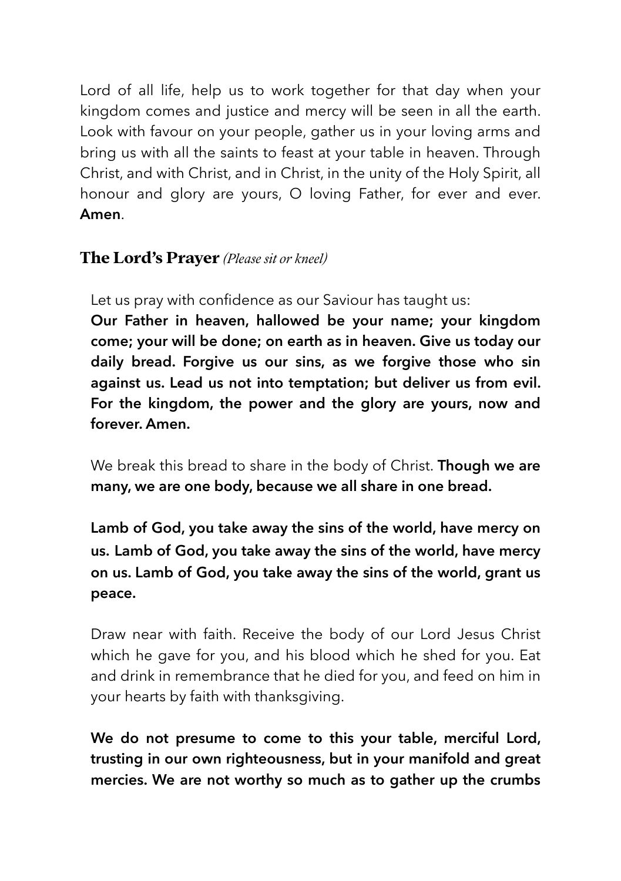Lord of all life, help us to work together for that day when your kingdom comes and justice and mercy will be seen in all the earth. Look with favour on your people, gather us in your loving arms and bring us with all the saints to feast at your table in heaven. Through Christ, and with Christ, and in Christ, in the unity of the Holy Spirit, all honour and glory are yours, O loving Father, for ever and ever. **Amen**.

### **The Lord's Prayer** *(Please sit or kneel)*

Let us pray with confidence as our Saviour has taught us:
**Our Father in heaven, hallowed be your name; your kingdom come; your will be done; on earth as in heaven. Give us today our daily bread. Forgive us our sins, as we forgive those who sin against us. Lead us not into temptation; but deliver us from evil. For the kingdom, the power and the glory are yours, now and forever. Amen.**

We break this bread to share in the body of Christ. **Though we are many, we are one body, because we all share in one bread.**

**Lamb of God, you take away the sins of the world, have mercy on us. Lamb of God, you take away the sins of the world, have mercy on us. Lamb of God, you take away the sins of the world, grant us peace.**

Draw near with faith. Receive the body of our Lord Jesus Christ which he gave for you, and his blood which he shed for you. Eat and drink in remembrance that he died for you, and feed on him in your hearts by faith with thanksgiving.

**We do not presume to come to this your table, merciful Lord, trusting in our own righteousness, but in your manifold and great mercies. We are not worthy so much as to gather up the crumbs**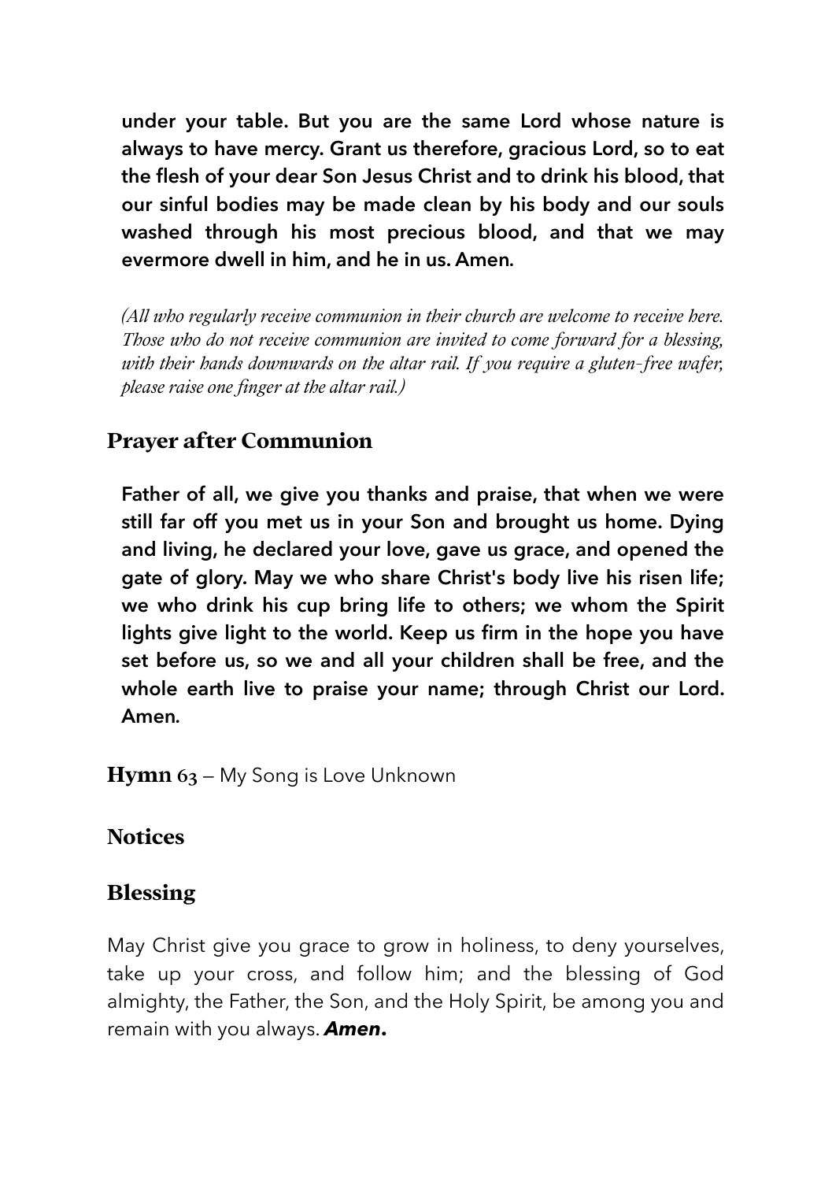**under your table. But you are the same Lord whose nature is always to have mercy. Grant us therefore, gracious Lord, so to eat the flesh of your dear Son Jesus Christ and to drink his blood, that our sinful bodies may be made clean by his body and our souls washed through his most precious blood, and that we may evermore dwell in him, and he in us. Amen.**

*(All who regularly receive communion in their church are welcome to receive here. Those who do not receive communion are invited to come forward for a blessing, with their hands downwards on the altar rail. If you require a gluten-free wafer, please raise one finger at the altar rail.)*

## Prayer after Communion

**Father of all, we give you thanks and praise, that when we were still far off you met us in your Son and brought us home. Dying and living, he declared your love, gave us grace, and opened the gate of glory. May we who share Christ's body live his risen life; we who drink his cup bring life to others; we whom the Spirit lights give light to the world. Keep us firm in the hope you have set before us, so we and all your children shall be free, and the whole earth live to praise your name; through Christ our Lord. Amen.**

**Hymn 63** – My Song is Love Unknown

## Notices

## Blessing

May Christ give you grace to grow in holiness, to deny yourselves, take up your cross, and follow him; and the blessing of God almighty, the Father, the Son, and the Holy Spirit, be among you and remain with you always. ***Amen*.**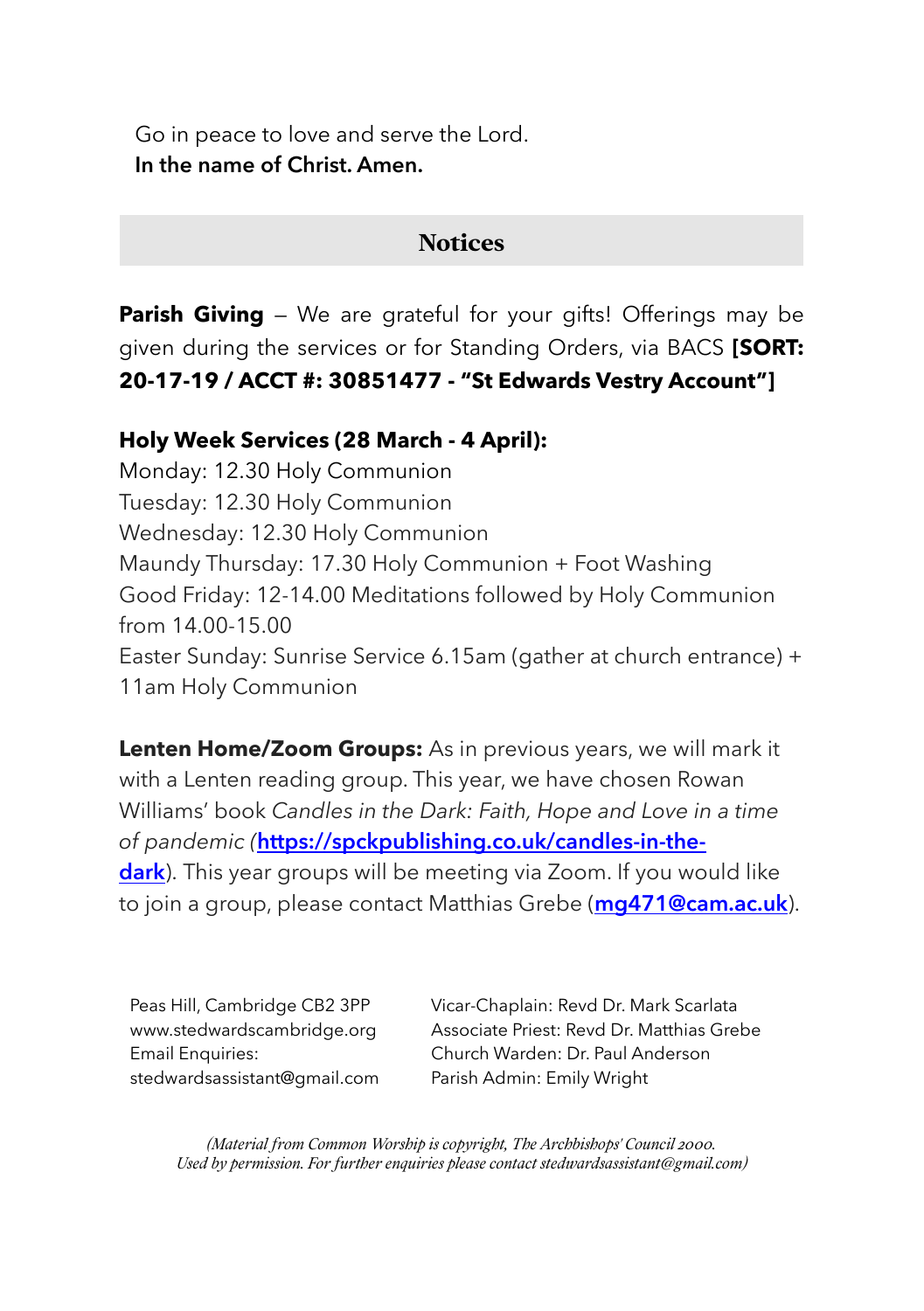Go in peace to love and serve the Lord.
**In the name of Christ. Amen.**

## Notices

**Parish Giving** – We are grateful for your gifts! Offerings may be given during the services or for Standing Orders, via BACS **[SORT: 20-17-19 / ACCT #: 30851477 - "St Edwards Vestry Account"]**

**Holy Week Services (28 March - 4 April):**
Monday: 12.30 Holy Communion
Tuesday: 12.30 Holy Communion
Wednesday: 12.30 Holy Communion
Maundy Thursday: 17.30 Holy Communion + Foot Washing
Good Friday: 12-14.00 Meditations followed by Holy Communion from 14.00-15.00
Easter Sunday: Sunrise Service 6.15am (gather at church entrance) + 11am Holy Communion

**Lenten Home/Zoom Groups:** As in previous years, we will mark it with a Lenten reading group. This year, we have chosen Rowan Williams' book *Candles in the Dark: Faith, Hope and Love in a time of pandemic* (**https://spckpublishing.co.uk/candles-in-the-dark**). This year groups will be meeting via Zoom. If you would like to join a group, please contact Matthias Grebe (**mg471@cam.ac.uk**).

Peas Hill, Cambridge CB2 3PP
www.stedwardscambridge.org
Email Enquiries:
stedwardsassistant@gmail.com

Vicar-Chaplain: Revd Dr. Mark Scarlata
Associate Priest: Revd Dr. Matthias Grebe
Church Warden: Dr. Paul Anderson
Parish Admin: Emily Wright

*(Material from Common Worship is copyright, The Archbishops' Council 2000. Used by permission. For further enquiries please contact stedwardsassistant@gmail.com)*